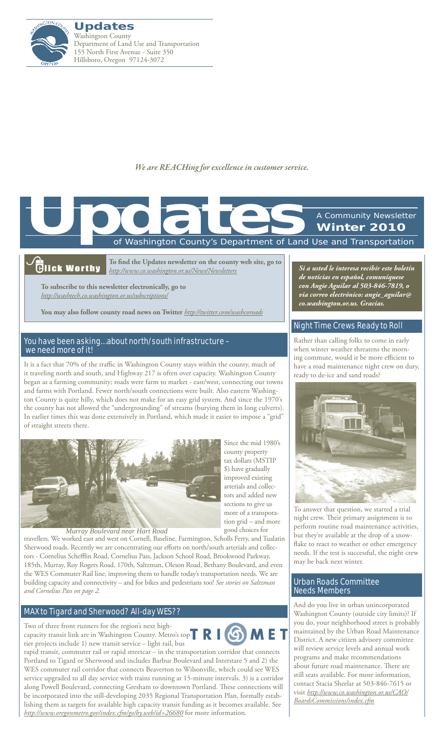**Updates**
Washington County
Department of Land Use and Transportation
155 North First Avenue - Suite 350
Hillsboro, Oregon 97124-3072

*We are REACHing for excellence in customer service.*

# Updates

A Community Newsletter
**Winter 2010**
of Washington County's Department of Land Use and Transportation

## Click Worthy

**To find the Updates newsletter on the county web site, go to** *http://www.co.washington.or.us/News/Newsletters*

**To subscribe to this newsletter electronically, go to** *http://washtech.co.washington.or.us/subscriptions/*

**You may also follow county road news on Twitter** *http://twitter.com/washcoroads*

***Si a usted le interesa recibir este boletín de noticias en español, comuníquese con Angie Aguilar al 503-846-7819, o via correo electrónico: angie_aguilar@co.washington.or.us. Gracias.***

## You have been asking...about north/south infrastructure – we need more of it!

It is a fact that 70% of the traffic in Washington County stays within the county, much of it traveling north and south, and Highway 217 is often over capacity. Washington County began as a farming community; roads were farm to market - east/west, connecting our towns and farms with Portland. Fewer north/south connections were built. Also eastern Washington County is quite hilly, which does not make for an easy grid system. And since the 1970's the county has not allowed the "undergrounding" of streams (burying them in long culverts). In earlier times this was done extensively in Portland, which made it easier to impose a "grid" of straight streets there.

*Murray Boulevard near Hart Road*

Since the mid 1980's county property tax dollars (MSTIP $) have gradually improved existing arterials and collectors and added new sections to give us more of a transporation grid – and more good choices for travellers. We worked east and west on Cornell, Baseline, Farmington, Scholls Ferry, and Tualatin Sherwood roads. Recently we are concentrating our efforts on north/south arterials and collectors - Cornelius Schefflin Road, Cornelius Pass, Jackson School Road, Brookwood Parkway, 185th, Murray, Roy Rogers Road, 170th, Saltzman, Oleson Road, Bethany Boulevard, and even the WES Commuter Rail line, improving them to handle today's transportation needs. We are building capacity and connectivity – and for bikes and pedestrians too! *See stories on Saltzman and Cornelius Pass on page 2.*

## MAX to Tigard and Sherwood? All-day WES??

TRIMET

Two of three front runners for the region's next high-capacity transit link are in Washington County. Metro's top tier projects include 1) new transit service – light rail, bus rapid transit, commuter rail or rapid streetcar – in the transportation corridor that connects Portland to Tigard or Sherwood and includes Barbur Boulevard and Interstate 5 and 2) the WES commuter rail corridor that connects Beaverton to Wilsonville, which could see WES service upgraded to all day service with trains running at 15-minute intervals. 3) is a corridor along Powell Boulevard, connecting Gresham to downtown Portland. These connections will be incorporated into the still-developing 2035 Regional Transportation Plan, formally establishing them as targets for available high capacity transit funding as it becomes available. See *http://www.oregonmetro.gov/index.cfm/go/by.web/id=26680* for more information.

## Night Time Crews Ready to Roll

Rather than calling folks to come in early when winter weather threatens the morning commute, would it be more efficient to have a road maintenance night crew on duty, ready to de-ice and sand roads?

To answer that question, we started a trial night crew. Their primary assignment is to perform routine road maintenance activities, but they're available at the drop of a snowflake to react to weather or other emergency needs. If the test is successful, the night crew may be back next winter.

## Urban Roads Committee Needs Members

And do you live in urban unincorporated Washington County (outside city limits)? If you do, your neighborhood street is probably maintained by the Urban Road Maintenance District. A new citizen advisory committee will review service levels and annual work programs and make recommendations about future road maintenance. There are still seats available. For more information, contact Stacia Sheelar at 503-846-7615 or visit *http://www.co.washington.or.us/CAO/BoardsCommissions/index.cfm*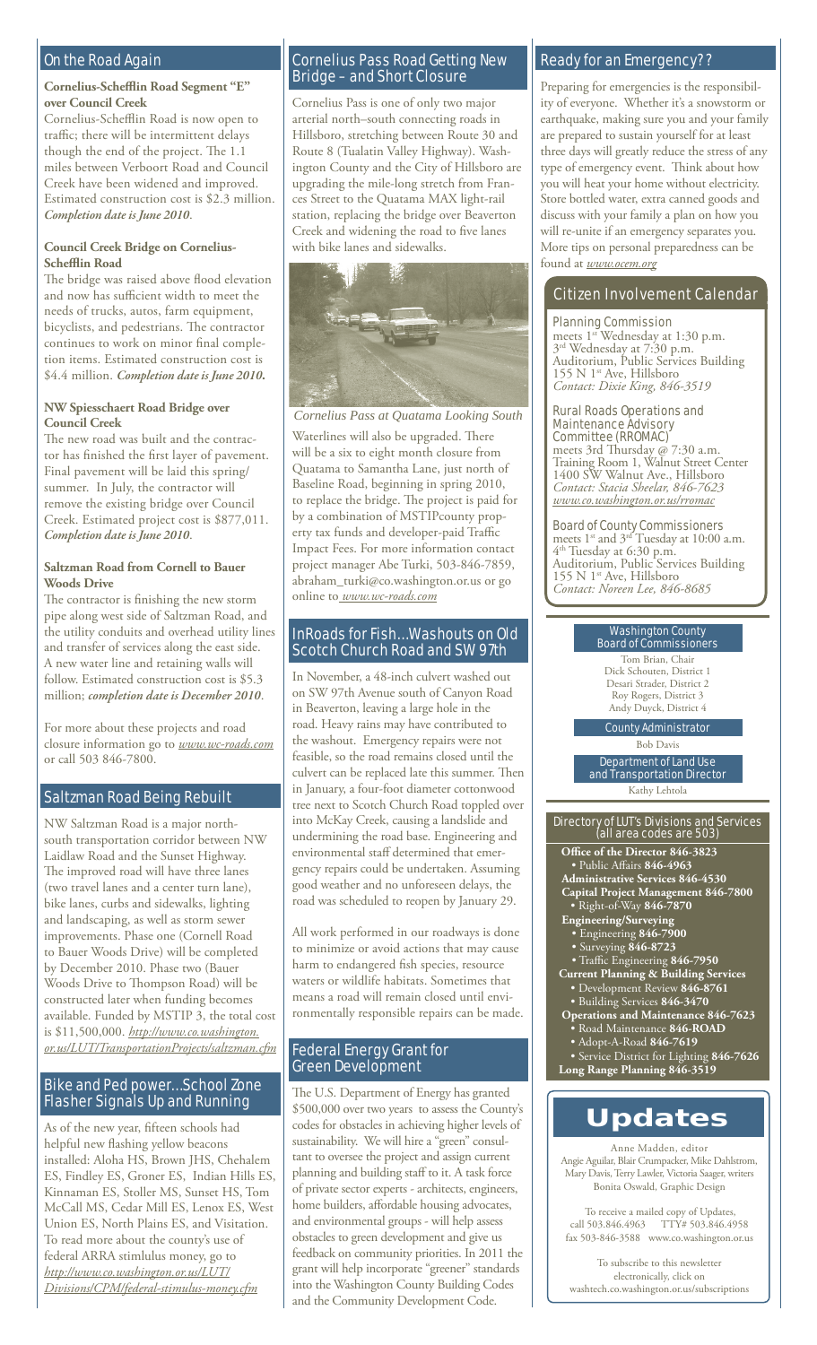## On the Road Again

### Cornelius-Schefflin Road Segment "E" over Council Creek

Cornelius-Schefflin Road is now open to traffic; there will be intermittent delays though the end of the project. The 1.1 miles between Verboort Road and Council Creek have been widened and improved. Estimated construction cost is $2.3 million. ***Completion date is June 2010***.

### Council Creek Bridge on Cornelius-Schefflin Road

The bridge was raised above flood elevation and now has sufficient width to meet the needs of trucks, autos, farm equipment, bicyclists, and pedestrians. The contractor continues to work on minor final completion items. Estimated construction cost is $4.4 million. ***Completion date is June 2010.***

### NW Spiesschaert Road Bridge over Council Creek

The new road was built and the contractor has finished the first layer of pavement. Final pavement will be laid this spring/summer. In July, the contractor will remove the existing bridge over Council Creek. Estimated project cost is $877,011. ***Completion date is June 2010***.

### Saltzman Road from Cornell to Bauer Woods Drive

The contractor is finishing the new storm pipe along west side of Saltzman Road, and the utility conduits and overhead utility lines and transfer of services along the east side. A new water line and retaining walls will follow. Estimated construction cost is $5.3 million; ***completion date is December 2010***.

For more about these projects and road closure information go to *www.wc-roads.com* or call 503 846-7800.

## Saltzman Road Being Rebuilt

NW Saltzman Road is a major north-south transportation corridor between NW Laidlaw Road and the Sunset Highway. The improved road will have three lanes (two travel lanes and a center turn lane), bike lanes, curbs and sidewalks, lighting and landscaping, as well as storm sewer improvements. Phase one (Cornell Road to Bauer Woods Drive) will be completed by December 2010. Phase two (Bauer Woods Drive to Thompson Road) will be constructed later when funding becomes available. Funded by MSTIP 3, the total cost is $11,500,000. *http://www.co.washington.or.us/LUT/TransportationProjects/saltzman.cfm*

## Bike and Ped power...School Zone Flasher Signals Up and Running

As of the new year, fifteen schools had helpful new flashing yellow beacons installed: Aloha HS, Brown JHS, Chehalem ES, Findley ES, Groner ES, Indian Hills ES, Kinnaman ES, Stoller MS, Sunset HS, Tom McCall MS, Cedar Mill ES, Lenox ES, West Union ES, North Plains ES, and Visitation. To read more about the county's use of federal ARRA stimlulus money, go to *http://www.co.washington.or.us/LUT/Divisions/CPM/federal-stimulus-money.cfm*

## Cornelius Pass Road Getting New Bridge – and Short Closure

Cornelius Pass is one of only two major arterial north–south connecting roads in Hillsboro, stretching between Route 30 and Route 8 (Tualatin Valley Highway). Washington County and the City of Hillsboro are upgrading the mile-long stretch from Frances Street to the Quatama MAX light-rail station, replacing the bridge over Beaverton Creek and widening the road to five lanes with bike lanes and sidewalks.

*Cornelius Pass at Quatama Looking South*

Waterlines will also be upgraded. There will be a six to eight month closure from Quatama to Samantha Lane, just north of Baseline Road, beginning in spring 2010, to replace the bridge. The project is paid for by a combination of MSTIPcounty property tax funds and developer-paid Traffic Impact Fees. For more information contact project manager Abe Turki, 503-846-7859, abraham_turki@co.washington.or.us or go online to *www.wc-roads.com*

## InRoads for Fish...Washouts on Old Scotch Church Road and SW 97th

In November, a 48-inch culvert washed out on SW 97th Avenue south of Canyon Road in Beaverton, leaving a large hole in the road. Heavy rains may have contributed to the washout. Emergency repairs were not feasible, so the road remains closed until the culvert can be replaced late this summer. Then in January, a four-foot diameter cottonwood tree next to Scotch Church Road toppled over into McKay Creek, causing a landslide and undermining the road base. Engineering and environmental staff determined that emergency repairs could be undertaken. Assuming good weather and no unforeseen delays, the road was scheduled to reopen by January 29.

All work performed in our roadways is done to minimize or avoid actions that may cause harm to endangered fish species, resource waters or wildlife habitats. Sometimes that means a road will remain closed until environmentally responsible repairs can be made.

## Federal Energy Grant for Green Development

The U.S. Department of Energy has granted $500,000 over two years to assess the County's codes for obstacles in achieving higher levels of sustainability. We will hire a "green" consultant to oversee the project and assign current planning and building staff to it. A task force of private sector experts - architects, engineers, home builders, affordable housing advocates, and environmental groups - will help assess obstacles to green development and give us feedback on community priorities. In 2011 the grant will help incorporate "greener" standards into the Washington County Building Codes and the Community Development Code.

## Ready for an Emergency??

Preparing for emergencies is the responsibility of everyone. Whether it's a snowstorm or earthquake, making sure you and your family are prepared to sustain yourself for at least three days will greatly reduce the stress of any type of emergency event. Think about how you will heat your home without electricity. Store bottled water, extra canned goods and discuss with your family a plan on how you will re-unite if an emergency separates you. More tips on personal preparedness can be found at *www.ocem.org*

## Citizen Involvement Calendar

**Planning Commission**
meets 1st Wednesday at 1:30 p.m.
3rd Wednesday at 7:30 p.m.
Auditorium, Public Services Building
155 N 1st Ave, Hillsboro
*Contact: Dixie King, 846-3519*

**Rural Roads Operations and Maintenance Advisory Committee (RROMAC)**
meets 3rd Thursday @ 7:30 a.m.
Training Room 1, Walnut Street Center
1400 SW Walnut Ave., Hillsboro
*Contact: Stacia Sheelar, 846-7623*
*www.co.washington.or.us/rromac*

**Board of County Commissioners**
meets 1st and 3rd Tuesday at 10:00 a.m.
4th Tuesday at 6:30 p.m.
Auditorium, Public Services Building
155 N 1st Ave, Hillsboro
*Contact: Noreen Lee, 846-8685*

### Washington County Board of Commissioners

Tom Brian, Chair
Dick Schouten, District 1
Desari Strader, District 2
Roy Rogers, District 3
Andy Duyck, District 4

### County Administrator

Bob Davis

### Department of Land Use and Transportation Director

Kathy Lehtola

### Directory of LUT's Divisions and Services (all area codes are 503)

**Office of the Director 846-3823**
- Public Affairs **846-4963**

**Administrative Services 846-4530**

**Capital Project Management 846-7800**
- Right-of-Way **846-7870**

**Engineering/Surveying**
- Engineering **846-7900**
- Surveying **846-8723**
- Traffic Engineering **846-7950**

**Current Planning & Building Services**
- Development Review **846-8761**
- Building Services **846-3470**

**Operations and Maintenance 846-7623**
- Road Maintenance **846-ROAD**
- Adopt-A-Road **846-7619**
- Service District for Lighting **846-7626**

**Long Range Planning 846-3519**

# Updates

Anne Madden, editor
Angie Aguilar, Blair Crumpacker, Mike Dahlstrom, Mary Davis, Terry Lawler, Victoria Saager, writers
Bonita Oswald, Graphic Design

To receive a mailed copy of Updates, call 503.846.4963 TTY# 503.846.4958 fax 503-846-3588 www.co.washington.or.us

To subscribe to this newsletter electronically, click on washtech.co.washington.or.us/subscriptions